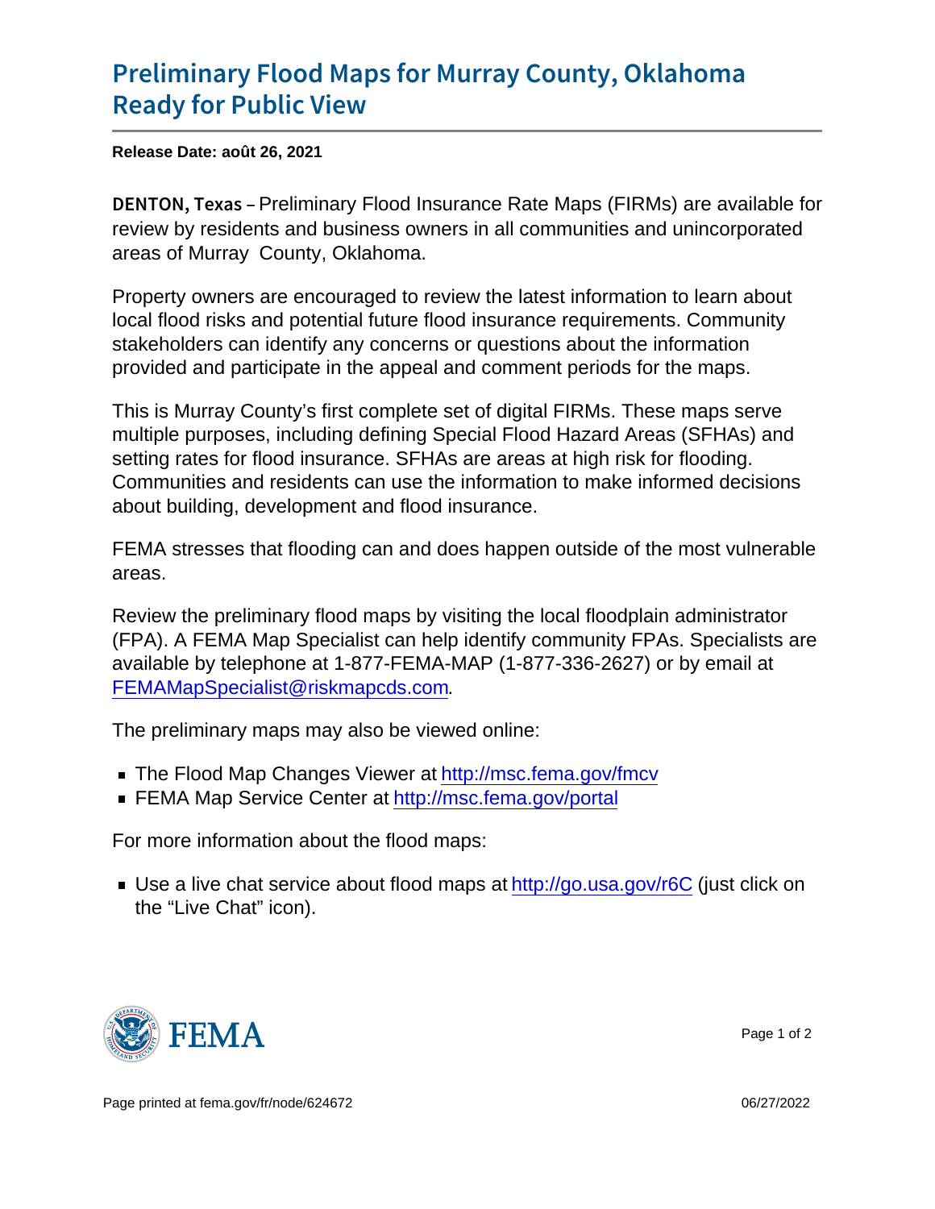# Preliminary Flood Maps for Murray County, Oklahoma Ready for Public View

**Release Date: août 26, 2021**

DENTON, Texas – Preliminary Flood Insurance Rate Maps (FIRMs) are available for review by residents and business owners in all communities and unincorporated areas of Murray County, Oklahoma.

Property owners are encouraged to review the latest information to learn about local flood risks and potential future flood insurance requirements. Community stakeholders can identify any concerns or questions about the information provided and participate in the appeal and comment periods for the maps.

This is Murray County's first complete set of digital FIRMs. These maps serve multiple purposes, including defining Special Flood Hazard Areas (SFHAs) and setting rates for flood insurance. SFHAs are areas at high risk for flooding. Communities and residents can use the information to make informed decisions about building, development and flood insurance.

FEMA stresses that flooding can and does happen outside of the most vulnerable areas.

Review the preliminary flood maps by visiting the local floodplain administrator (FPA). A FEMA Map Specialist can help identify community FPAs. Specialists are available by telephone at 1-877-FEMA-MAP (1-877-336-2627) or by email at [FEMAMapSpecialist@riskmapcds.com](mailto:FEMAMapSpecialist@riskmapcds.com).

The preliminary maps may also be viewed online:

- The Flood Map Changes Viewer at [http://msc.fema.gov/fmcv](http://msc.fema.gov/fmcv)
- FEMA Map Service Center at [http://msc.fema.gov/portal](http://msc.fema.gov/portal)

For more information about the flood maps:

- Use a live chat service about flood maps at [http://go.usa.gov/r6C](http://go.usa.gov/r6C) (just click on the "Live Chat" icon).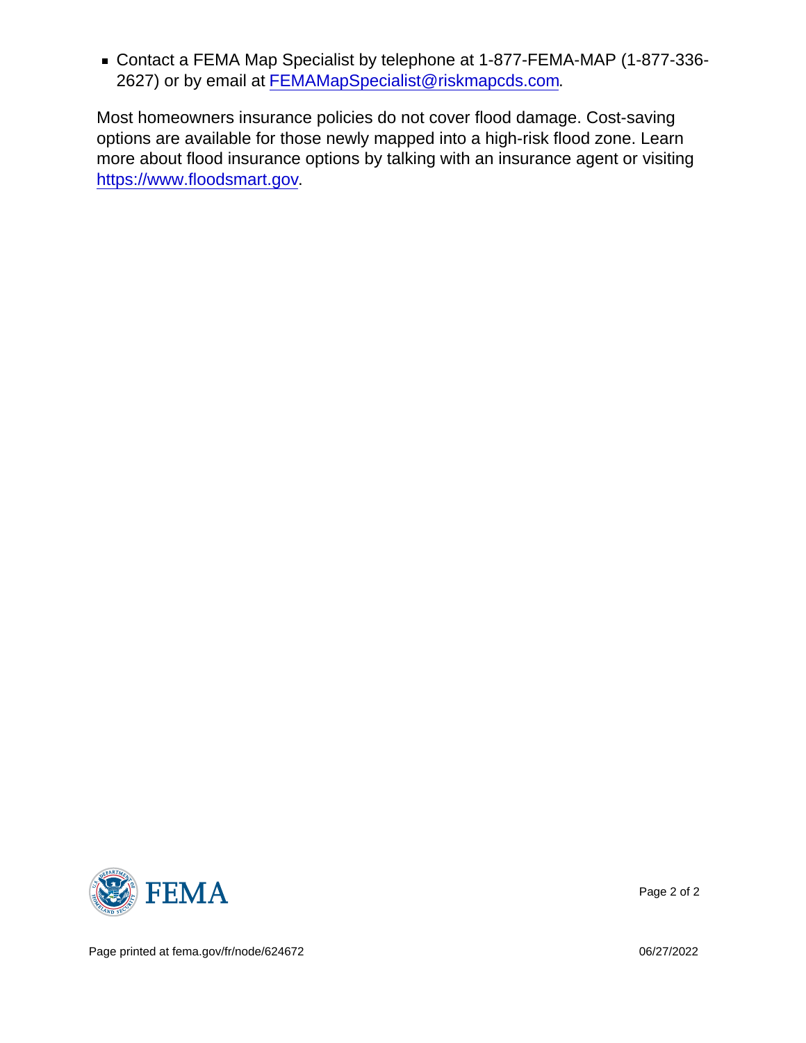- Contact a FEMA Map Specialist by telephone at 1-877-FEMA-MAP (1-877-336-2627) or by email at FEMAMapSpecialist@riskmapcds.com.

Most homeowners insurance policies do not cover flood damage. Cost-saving options are available for those newly mapped into a high-risk flood zone. Learn more about flood insurance options by talking with an insurance agent or visiting https://www.floodsmart.gov.